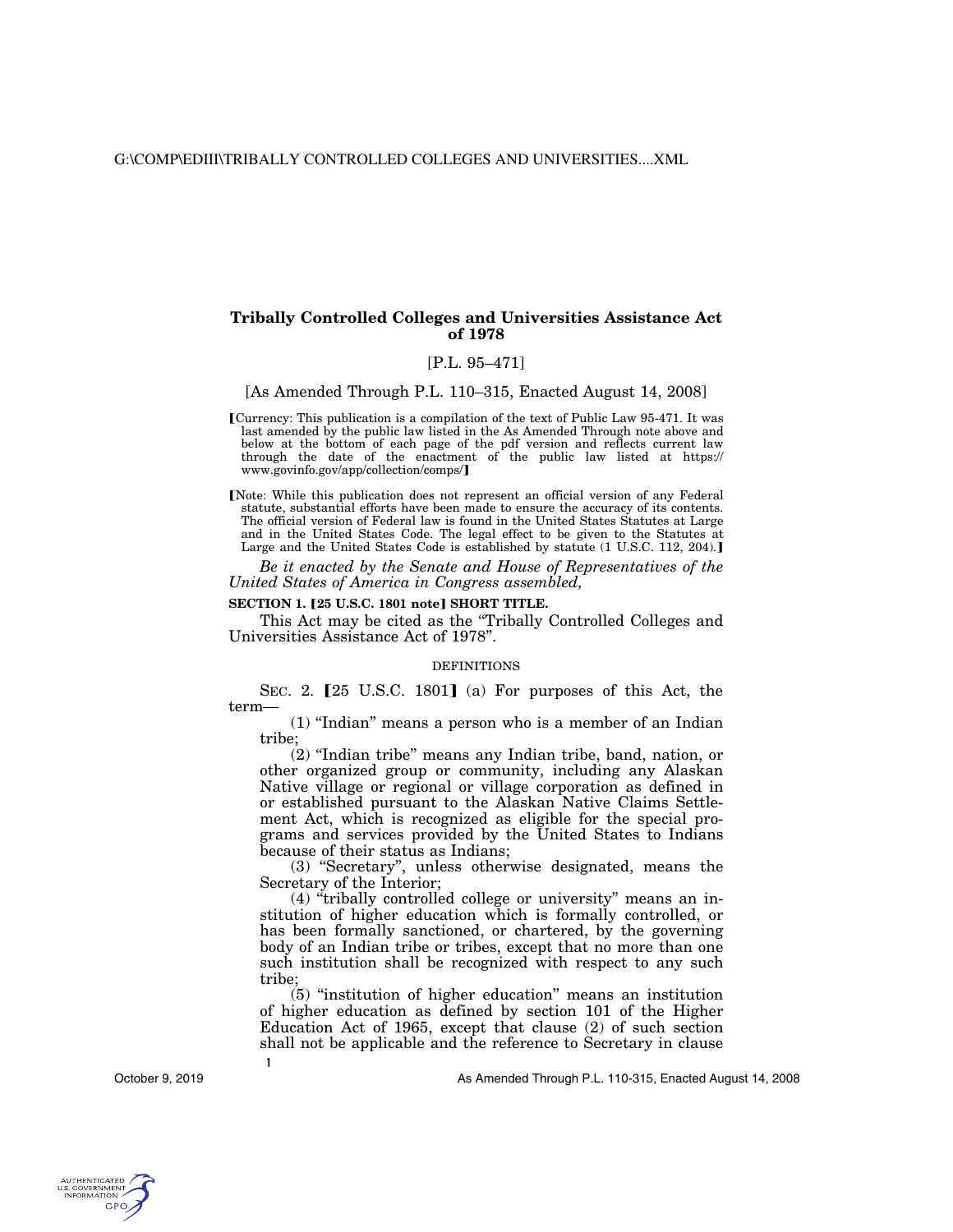# Tribally Controlled Colleges and Universities Assistance Act of 1978

[P.L. 95–471]

[As Amended Through P.L. 110–315, Enacted August 14, 2008]

【Currency: This publication is a compilation of the text of Public Law 95-471. It was last amended by the public law listed in the As Amended Through note above and below at the bottom of each page of the pdf version and reflects current law through the date of the enactment of the public law listed at https://www.govinfo.gov/app/collection/comps/】

【Note: While this publication does not represent an official version of any Federal statute, substantial efforts have been made to ensure the accuracy of its contents. The official version of Federal law is found in the United States Statutes at Large and in the United States Code. The legal effect to be given to the Statutes at Large and the United States Code is established by statute (1 U.S.C. 112, 204).】

*Be it enacted by the Senate and House of Representatives of the United States of America in Congress assembled,*

**SECTION 1. 【25 U.S.C. 1801 note】 SHORT TITLE.**

This Act may be cited as the "Tribally Controlled Colleges and Universities Assistance Act of 1978".

DEFINITIONS

SEC. 2. 【25 U.S.C. 1801】 (a) For purposes of this Act, the term—

(1) "Indian" means a person who is a member of an Indian tribe;

(2) "Indian tribe" means any Indian tribe, band, nation, or other organized group or community, including any Alaskan Native village or regional or village corporation as defined in or established pursuant to the Alaskan Native Claims Settlement Act, which is recognized as eligible for the special programs and services provided by the United States to Indians because of their status as Indians;

(3) "Secretary", unless otherwise designated, means the Secretary of the Interior;

(4) "tribally controlled college or university" means an institution of higher education which is formally controlled, or has been formally sanctioned, or chartered, by the governing body of an Indian tribe or tribes, except that no more than one such institution shall be recognized with respect to any such tribe;

(5) "institution of higher education" means an institution of higher education as defined by section 101 of the Higher Education Act of 1965, except that clause (2) of such section shall not be applicable and the reference to Secretary in clause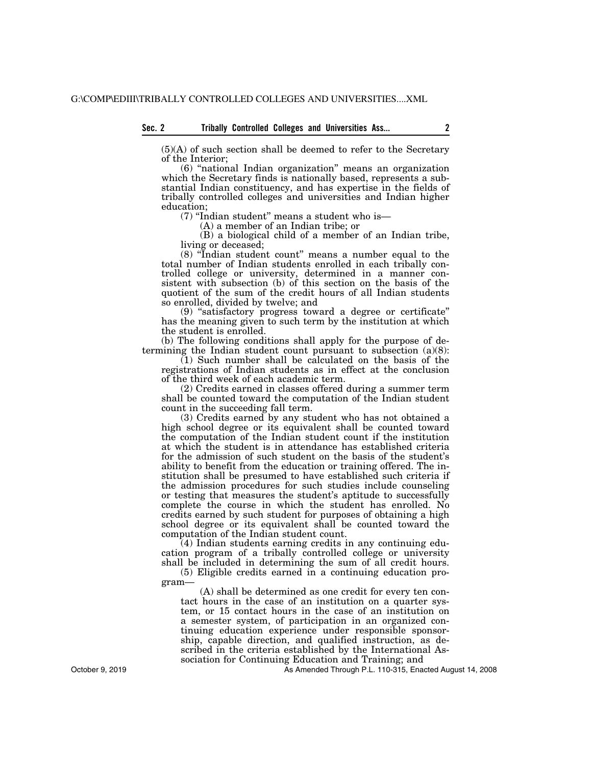(5)(A) of such section shall be deemed to refer to the Secretary of the Interior;

(6) "national Indian organization" means an organization which the Secretary finds is nationally based, represents a substantial Indian constituency, and has expertise in the fields of tribally controlled colleges and universities and Indian higher education;

(7) "Indian student" means a student who is—

(A) a member of an Indian tribe; or

(B) a biological child of a member of an Indian tribe, living or deceased;

(8) "Indian student count" means a number equal to the total number of Indian students enrolled in each tribally controlled college or university, determined in a manner consistent with subsection (b) of this section on the basis of the quotient of the sum of the credit hours of all Indian students so enrolled, divided by twelve; and

(9) "satisfactory progress toward a degree or certificate" has the meaning given to such term by the institution at which the student is enrolled.

(b) The following conditions shall apply for the purpose of determining the Indian student count pursuant to subsection (a)(8):

(1) Such number shall be calculated on the basis of the registrations of Indian students as in effect at the conclusion of the third week of each academic term.

(2) Credits earned in classes offered during a summer term shall be counted toward the computation of the Indian student count in the succeeding fall term.

(3) Credits earned by any student who has not obtained a high school degree or its equivalent shall be counted toward the computation of the Indian student count if the institution at which the student is in attendance has established criteria for the admission of such student on the basis of the student's ability to benefit from the education or training offered. The institution shall be presumed to have established such criteria if the admission procedures for such studies include counseling or testing that measures the student's aptitude to successfully complete the course in which the student has enrolled. No credits earned by such student for purposes of obtaining a high school degree or its equivalent shall be counted toward the computation of the Indian student count.

(4) Indian students earning credits in any continuing education program of a tribally controlled college or university shall be included in determining the sum of all credit hours.

(5) Eligible credits earned in a continuing education program—

(A) shall be determined as one credit for every ten contact hours in the case of an institution on a quarter system, or 15 contact hours in the case of an institution on a semester system, of participation in an organized continuing education experience under responsible sponsorship, capable direction, and qualified instruction, as described in the criteria established by the International Association for Continuing Education and Training; and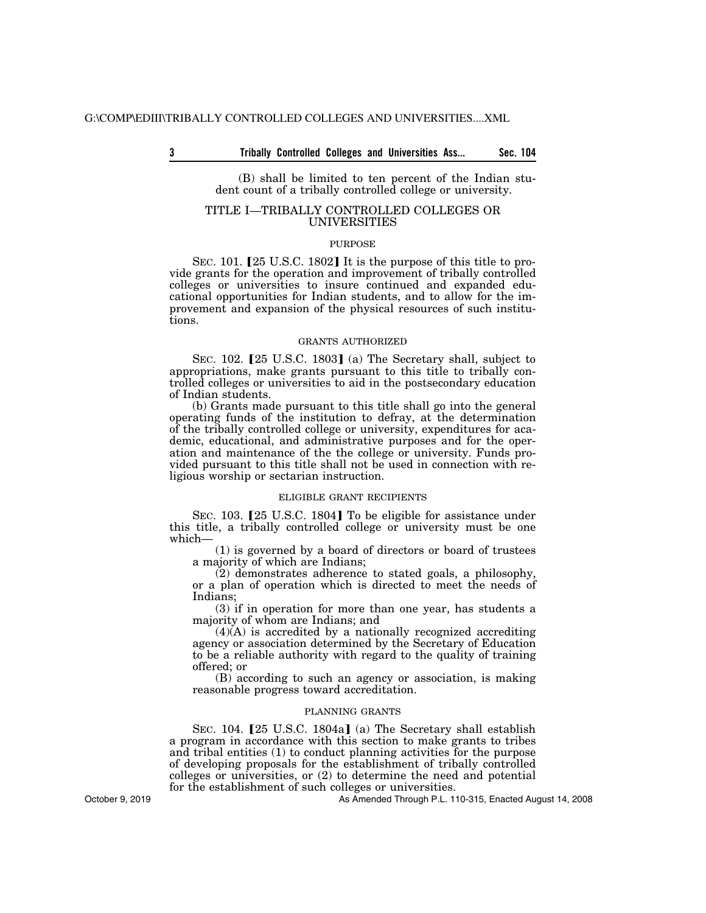(B) shall be limited to ten percent of the Indian student count of a tribally controlled college or university.

## TITLE I—TRIBALLY CONTROLLED COLLEGES OR UNIVERSITIES

### PURPOSE

SEC. 101. [25 U.S.C. 1802] It is the purpose of this title to provide grants for the operation and improvement of tribally controlled colleges or universities to insure continued and expanded educational opportunities for Indian students, and to allow for the improvement and expansion of the physical resources of such institutions.

### GRANTS AUTHORIZED

SEC. 102. [25 U.S.C. 1803] (a) The Secretary shall, subject to appropriations, make grants pursuant to this title to tribally controlled colleges or universities to aid in the postsecondary education of Indian students.

(b) Grants made pursuant to this title shall go into the general operating funds of the institution to defray, at the determination of the tribally controlled college or university, expenditures for academic, educational, and administrative purposes and for the operation and maintenance of the the college or university. Funds provided pursuant to this title shall not be used in connection with religious worship or sectarian instruction.

### ELIGIBLE GRANT RECIPIENTS

SEC. 103. [25 U.S.C. 1804] To be eligible for assistance under this title, a tribally controlled college or university must be one which—

(1) is governed by a board of directors or board of trustees a majority of which are Indians;

(2) demonstrates adherence to stated goals, a philosophy, or a plan of operation which is directed to meet the needs of Indians;

(3) if in operation for more than one year, has students a majority of whom are Indians; and

(4)(A) is accredited by a nationally recognized accrediting agency or association determined by the Secretary of Education to be a reliable authority with regard to the quality of training offered; or

(B) according to such an agency or association, is making reasonable progress toward accreditation.

### PLANNING GRANTS

SEC. 104. [25 U.S.C. 1804a] (a) The Secretary shall establish a program in accordance with this section to make grants to tribes and tribal entities (1) to conduct planning activities for the purpose of developing proposals for the establishment of tribally controlled colleges or universities, or (2) to determine the need and potential for the establishment of such colleges or universities.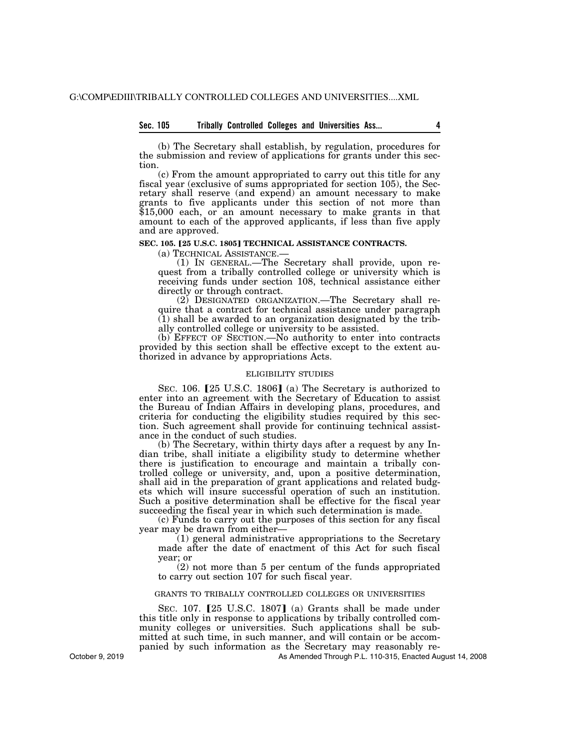(b) The Secretary shall establish, by regulation, procedures for the submission and review of applications for grants under this section.

(c) From the amount appropriated to carry out this title for any fiscal year (exclusive of sums appropriated for section 105), the Secretary shall reserve (and expend) an amount necessary to make grants to five applicants under this section of not more than $15,000 each, or an amount necessary to make grants in that amount to each of the approved applicants, if less than five apply and are approved.

**SEC. 105. [25 U.S.C. 1805] TECHNICAL ASSISTANCE CONTRACTS.**

(a) TECHNICAL ASSISTANCE.—

(1) IN GENERAL.—The Secretary shall provide, upon request from a tribally controlled college or university which is receiving funds under section 108, technical assistance either directly or through contract.

(2) DESIGNATED ORGANIZATION.—The Secretary shall require that a contract for technical assistance under paragraph (1) shall be awarded to an organization designated by the tribally controlled college or university to be assisted.

(b) EFFECT OF SECTION.—No authority to enter into contracts provided by this section shall be effective except to the extent authorized in advance by appropriations Acts.

ELIGIBILITY STUDIES

SEC. 106. [25 U.S.C. 1806] (a) The Secretary is authorized to enter into an agreement with the Secretary of Education to assist the Bureau of Indian Affairs in developing plans, procedures, and criteria for conducting the eligibility studies required by this section. Such agreement shall provide for continuing technical assistance in the conduct of such studies.

(b) The Secretary, within thirty days after a request by any Indian tribe, shall initiate a eligibility study to determine whether there is justification to encourage and maintain a tribally controlled college or university, and, upon a positive determination, shall aid in the preparation of grant applications and related budgets which will insure successful operation of such an institution. Such a positive determination shall be effective for the fiscal year succeeding the fiscal year in which such determination is made.

(c) Funds to carry out the purposes of this section for any fiscal year may be drawn from either—

(1) general administrative appropriations to the Secretary made after the date of enactment of this Act for such fiscal year; or

(2) not more than 5 per centum of the funds appropriated to carry out section 107 for such fiscal year.

GRANTS TO TRIBALLY CONTROLLED COLLEGES OR UNIVERSITIES

SEC. 107. [25 U.S.C. 1807] (a) Grants shall be made under this title only in response to applications by tribally controlled community colleges or universities. Such applications shall be submitted at such time, in such manner, and will contain or be accompanied by such information as the Secretary may reasonably re-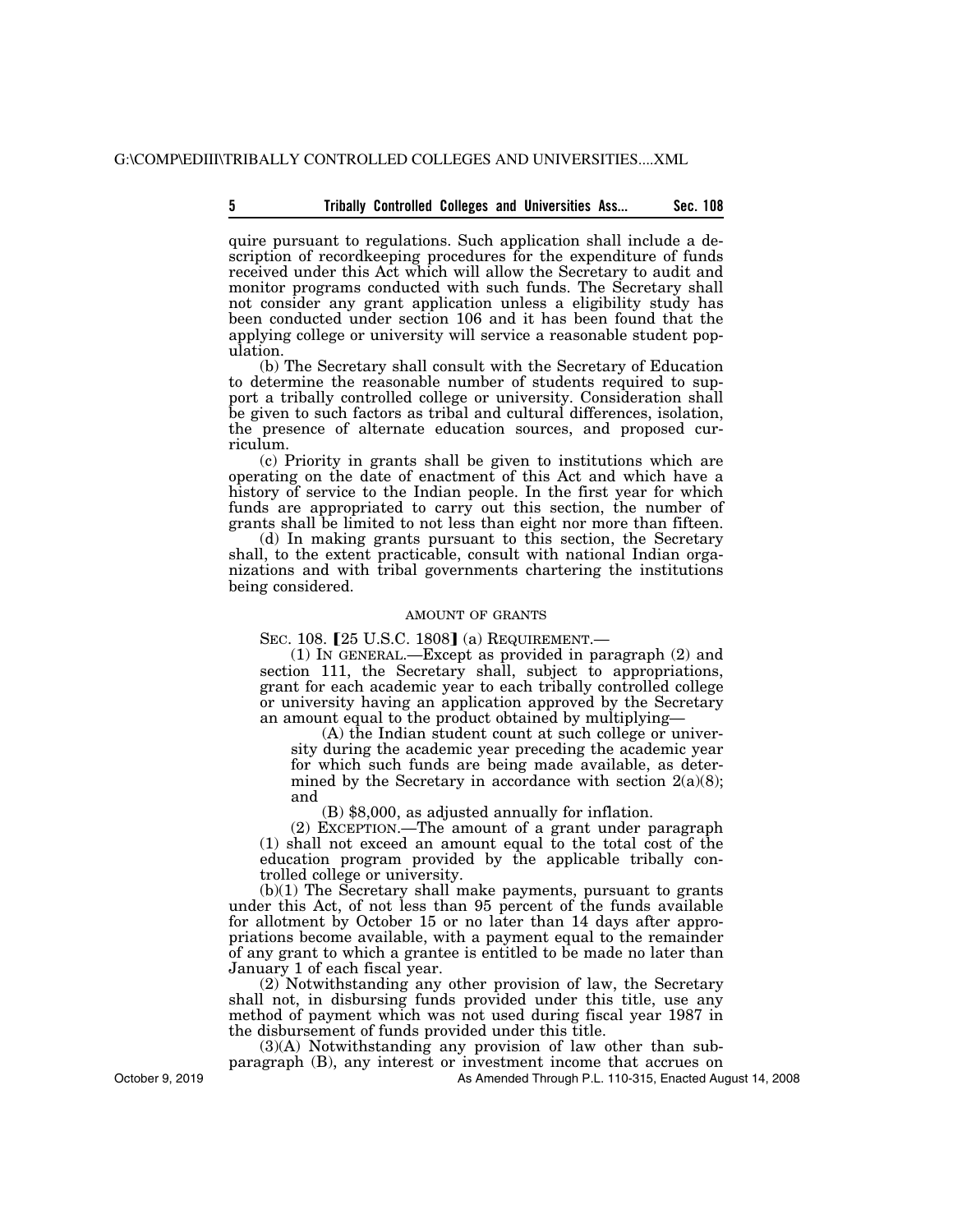quire pursuant to regulations. Such application shall include a description of recordkeeping procedures for the expenditure of funds received under this Act which will allow the Secretary to audit and monitor programs conducted with such funds. The Secretary shall not consider any grant application unless a eligibility study has been conducted under section 106 and it has been found that the applying college or university will service a reasonable student population.

(b) The Secretary shall consult with the Secretary of Education to determine the reasonable number of students required to support a tribally controlled college or university. Consideration shall be given to such factors as tribal and cultural differences, isolation, the presence of alternate education sources, and proposed curriculum.

(c) Priority in grants shall be given to institutions which are operating on the date of enactment of this Act and which have a history of service to the Indian people. In the first year for which funds are appropriated to carry out this section, the number of grants shall be limited to not less than eight nor more than fifteen.

(d) In making grants pursuant to this section, the Secretary shall, to the extent practicable, consult with national Indian organizations and with tribal governments chartering the institutions being considered.

AMOUNT OF GRANTS

SEC. 108. 【25 U.S.C. 1808】 (a) REQUIREMENT.—

(1) IN GENERAL.—Except as provided in paragraph (2) and section 111, the Secretary shall, subject to appropriations, grant for each academic year to each tribally controlled college or university having an application approved by the Secretary an amount equal to the product obtained by multiplying—

(A) the Indian student count at such college or university during the academic year preceding the academic year for which such funds are being made available, as determined by the Secretary in accordance with section 2(a)(8); and

(B) $8,000, as adjusted annually for inflation.

(2) EXCEPTION.—The amount of a grant under paragraph (1) shall not exceed an amount equal to the total cost of the education program provided by the applicable tribally controlled college or university.

(b)(1) The Secretary shall make payments, pursuant to grants under this Act, of not less than 95 percent of the funds available for allotment by October 15 or no later than 14 days after appropriations become available, with a payment equal to the remainder of any grant to which a grantee is entitled to be made no later than January 1 of each fiscal year.

(2) Notwithstanding any other provision of law, the Secretary shall not, in disbursing funds provided under this title, use any method of payment which was not used during fiscal year 1987 in the disbursement of funds provided under this title.

(3)(A) Notwithstanding any provision of law other than subparagraph (B), any interest or investment income that accrues on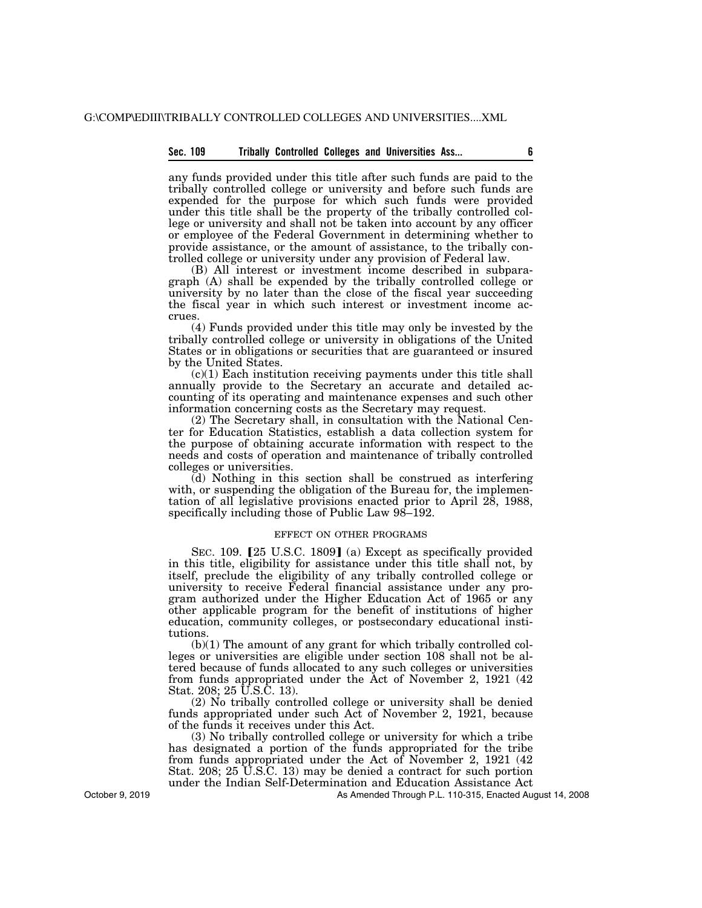any funds provided under this title after such funds are paid to the tribally controlled college or university and before such funds are expended for the purpose for which such funds were provided under this title shall be the property of the tribally controlled college or university and shall not be taken into account by any officer or employee of the Federal Government in determining whether to provide assistance, or the amount of assistance, to the tribally controlled college or university under any provision of Federal law.

(B) All interest or investment income described in subparagraph (A) shall be expended by the tribally controlled college or university by no later than the close of the fiscal year succeeding the fiscal year in which such interest or investment income accrues.

(4) Funds provided under this title may only be invested by the tribally controlled college or university in obligations of the United States or in obligations or securities that are guaranteed or insured by the United States.

(c)(1) Each institution receiving payments under this title shall annually provide to the Secretary an accurate and detailed accounting of its operating and maintenance expenses and such other information concerning costs as the Secretary may request.

(2) The Secretary shall, in consultation with the National Center for Education Statistics, establish a data collection system for the purpose of obtaining accurate information with respect to the needs and costs of operation and maintenance of tribally controlled colleges or universities.

(d) Nothing in this section shall be construed as interfering with, or suspending the obligation of the Bureau for, the implementation of all legislative provisions enacted prior to April 28, 1988, specifically including those of Public Law 98–192.

EFFECT ON OTHER PROGRAMS

SEC. 109. [25 U.S.C. 1809] (a) Except as specifically provided in this title, eligibility for assistance under this title shall not, by itself, preclude the eligibility of any tribally controlled college or university to receive Federal financial assistance under any program authorized under the Higher Education Act of 1965 or any other applicable program for the benefit of institutions of higher education, community colleges, or postsecondary educational institutions.

(b)(1) The amount of any grant for which tribally controlled colleges or universities are eligible under section 108 shall not be altered because of funds allocated to any such colleges or universities from funds appropriated under the Act of November 2, 1921 (42 Stat. 208; 25 U.S.C. 13).

(2) No tribally controlled college or university shall be denied funds appropriated under such Act of November 2, 1921, because of the funds it receives under this Act.

(3) No tribally controlled college or university for which a tribe has designated a portion of the funds appropriated for the tribe from funds appropriated under the Act of November 2, 1921 (42 Stat. 208; 25 U.S.C. 13) may be denied a contract for such portion under the Indian Self-Determination and Education Assistance Act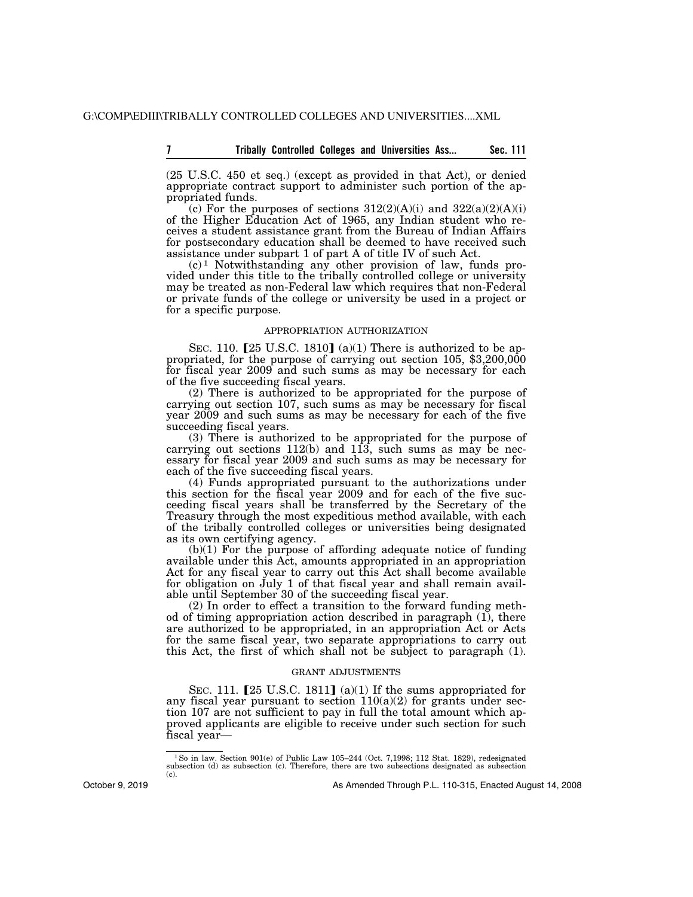(25 U.S.C. 450 et seq.) (except as provided in that Act), or denied appropriate contract support to administer such portion of the appropriated funds.

(c) For the purposes of sections 312(2)(A)(i) and 322(a)(2)(A)(i) of the Higher Education Act of 1965, any Indian student who receives a student assistance grant from the Bureau of Indian Affairs for postsecondary education shall be deemed to have received such assistance under subpart 1 of part A of title IV of such Act.

(c)[1] Notwithstanding any other provision of law, funds provided under this title to the tribally controlled college or university may be treated as non-Federal law which requires that non-Federal or private funds of the college or university be used in a project or for a specific purpose.

APPROPRIATION AUTHORIZATION

SEC. 110. [25 U.S.C. 1810] (a)(1) There is authorized to be appropriated, for the purpose of carrying out section 105, $3,200,000 for fiscal year 2009 and such sums as may be necessary for each of the five succeeding fiscal years.

(2) There is authorized to be appropriated for the purpose of carrying out section 107, such sums as may be necessary for fiscal year 2009 and such sums as may be necessary for each of the five succeeding fiscal years.

(3) There is authorized to be appropriated for the purpose of carrying out sections 112(b) and 113, such sums as may be necessary for fiscal year 2009 and such sums as may be necessary for each of the five succeeding fiscal years.

(4) Funds appropriated pursuant to the authorizations under this section for the fiscal year 2009 and for each of the five succeeding fiscal years shall be transferred by the Secretary of the Treasury through the most expeditious method available, with each of the tribally controlled colleges or universities being designated as its own certifying agency.

(b)(1) For the purpose of affording adequate notice of funding available under this Act, amounts appropriated in an appropriation Act for any fiscal year to carry out this Act shall become available for obligation on July 1 of that fiscal year and shall remain available until September 30 of the succeeding fiscal year.

(2) In order to effect a transition to the forward funding method of timing appropriation action described in paragraph (1), there are authorized to be appropriated, in an appropriation Act or Acts for the same fiscal year, two separate appropriations to carry out this Act, the first of which shall not be subject to paragraph (1).

GRANT ADJUSTMENTS

SEC. 111. [25 U.S.C. 1811] (a)(1) If the sums appropriated for any fiscal year pursuant to section 110(a)(2) for grants under section 107 are not sufficient to pay in full the total amount which approved applicants are eligible to receive under such section for such fiscal year—

[1] So in law. Section 901(e) of Public Law 105–244 (Oct. 7,1998; 112 Stat. 1829), redesignated subsection (d) as subsection (c). Therefore, there are two subsections designated as subsection (c).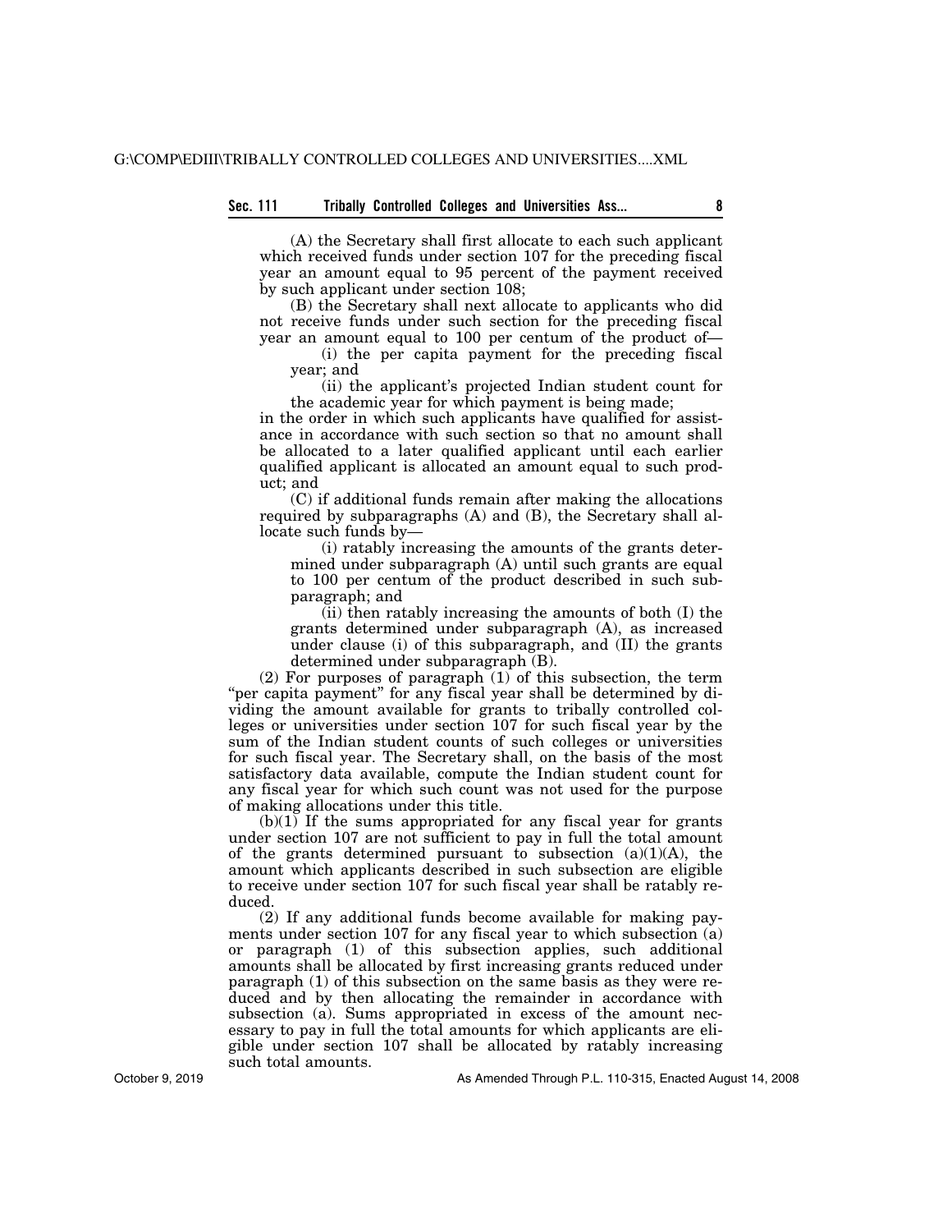(A) the Secretary shall first allocate to each such applicant which received funds under section 107 for the preceding fiscal year an amount equal to 95 percent of the payment received by such applicant under section 108;

(B) the Secretary shall next allocate to applicants who did not receive funds under such section for the preceding fiscal year an amount equal to 100 per centum of the product of—

(i) the per capita payment for the preceding fiscal year; and

(ii) the applicant's projected Indian student count for the academic year for which payment is being made;

in the order in which such applicants have qualified for assistance in accordance with such section so that no amount shall be allocated to a later qualified applicant until each earlier qualified applicant is allocated an amount equal to such product; and

(C) if additional funds remain after making the allocations required by subparagraphs (A) and (B), the Secretary shall allocate such funds by—

(i) ratably increasing the amounts of the grants determined under subparagraph (A) until such grants are equal to 100 per centum of the product described in such subparagraph; and

(ii) then ratably increasing the amounts of both (I) the grants determined under subparagraph (A), as increased under clause (i) of this subparagraph, and (II) the grants determined under subparagraph (B).

(2) For purposes of paragraph (1) of this subsection, the term "per capita payment" for any fiscal year shall be determined by dividing the amount available for grants to tribally controlled colleges or universities under section 107 for such fiscal year by the sum of the Indian student counts of such colleges or universities for such fiscal year. The Secretary shall, on the basis of the most satisfactory data available, compute the Indian student count for any fiscal year for which such count was not used for the purpose of making allocations under this title.

(b)(1) If the sums appropriated for any fiscal year for grants under section 107 are not sufficient to pay in full the total amount of the grants determined pursuant to subsection (a)(1)(A), the amount which applicants described in such subsection are eligible to receive under section 107 for such fiscal year shall be ratably reduced.

(2) If any additional funds become available for making payments under section 107 for any fiscal year to which subsection (a) or paragraph (1) of this subsection applies, such additional amounts shall be allocated by first increasing grants reduced under paragraph (1) of this subsection on the same basis as they were reduced and by then allocating the remainder in accordance with subsection (a). Sums appropriated in excess of the amount necessary to pay in full the total amounts for which applicants are eligible under section 107 shall be allocated by ratably increasing such total amounts.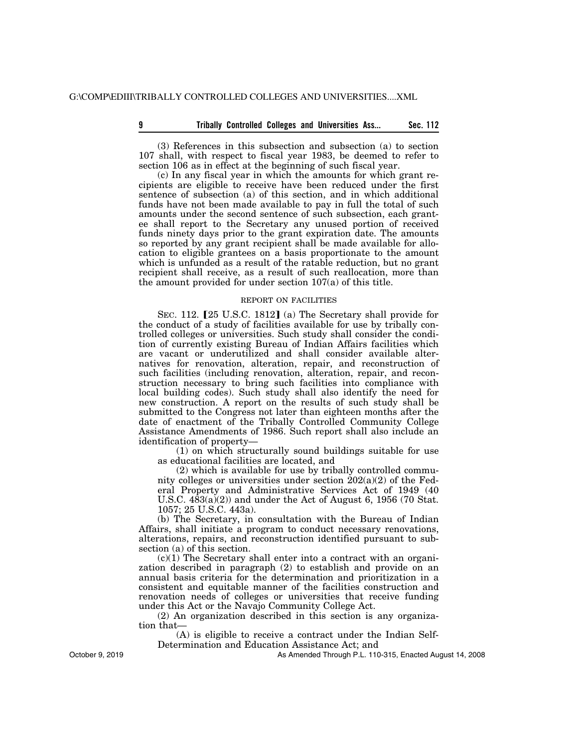(3) References in this subsection and subsection (a) to section 107 shall, with respect to fiscal year 1983, be deemed to refer to section 106 as in effect at the beginning of such fiscal year.

(c) In any fiscal year in which the amounts for which grant recipients are eligible to receive have been reduced under the first sentence of subsection (a) of this section, and in which additional funds have not been made available to pay in full the total of such amounts under the second sentence of such subsection, each grantee shall report to the Secretary any unused portion of received funds ninety days prior to the grant expiration date. The amounts so reported by any grant recipient shall be made available for allocation to eligible grantees on a basis proportionate to the amount which is unfunded as a result of the ratable reduction, but no grant recipient shall receive, as a result of such reallocation, more than the amount provided for under section 107(a) of this title.

## REPORT ON FACILITIES

SEC. 112. 【25 U.S.C. 1812】 (a) The Secretary shall provide for the conduct of a study of facilities available for use by tribally controlled colleges or universities. Such study shall consider the condition of currently existing Bureau of Indian Affairs facilities which are vacant or underutilized and shall consider available alternatives for renovation, alteration, repair, and reconstruction of such facilities (including renovation, alteration, repair, and reconstruction necessary to bring such facilities into compliance with local building codes). Such study shall also identify the need for new construction. A report on the results of such study shall be submitted to the Congress not later than eighteen months after the date of enactment of the Tribally Controlled Community College Assistance Amendments of 1986. Such report shall also include an identification of property—

(1) on which structurally sound buildings suitable for use as educational facilities are located, and

(2) which is available for use by tribally controlled community colleges or universities under section 202(a)(2) of the Federal Property and Administrative Services Act of 1949 (40 U.S.C. 483(a)(2)) and under the Act of August 6, 1956 (70 Stat. 1057; 25 U.S.C. 443a).

(b) The Secretary, in consultation with the Bureau of Indian Affairs, shall initiate a program to conduct necessary renovations, alterations, repairs, and reconstruction identified pursuant to subsection (a) of this section.

(c)(1) The Secretary shall enter into a contract with an organization described in paragraph (2) to establish and provide on an annual basis criteria for the determination and prioritization in a consistent and equitable manner of the facilities construction and renovation needs of colleges or universities that receive funding under this Act or the Navajo Community College Act.

(2) An organization described in this section is any organization that—

(A) is eligible to receive a contract under the Indian Self-Determination and Education Assistance Act; and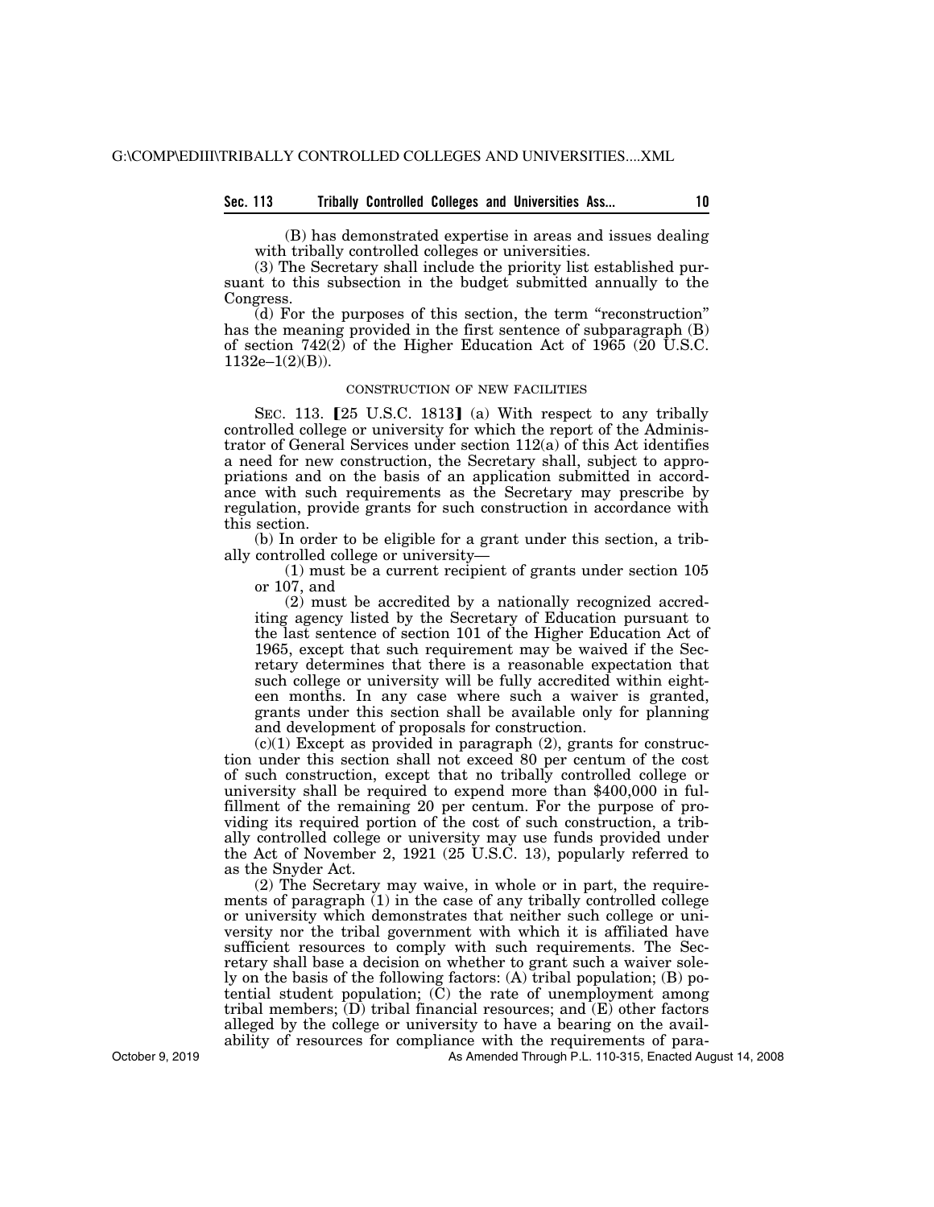(B) has demonstrated expertise in areas and issues dealing with tribally controlled colleges or universities.

(3) The Secretary shall include the priority list established pursuant to this subsection in the budget submitted annually to the Congress.

(d) For the purposes of this section, the term "reconstruction" has the meaning provided in the first sentence of subparagraph (B) of section 742(2) of the Higher Education Act of 1965 (20 U.S.C. 1132e–1(2)(B)).

CONSTRUCTION OF NEW FACILITIES

SEC. 113. [25 U.S.C. 1813] (a) With respect to any tribally controlled college or university for which the report of the Administrator of General Services under section 112(a) of this Act identifies a need for new construction, the Secretary shall, subject to appropriations and on the basis of an application submitted in accordance with such requirements as the Secretary may prescribe by regulation, provide grants for such construction in accordance with this section.

(b) In order to be eligible for a grant under this section, a tribally controlled college or university—

(1) must be a current recipient of grants under section 105 or 107, and

(2) must be accredited by a nationally recognized accrediting agency listed by the Secretary of Education pursuant to the last sentence of section 101 of the Higher Education Act of 1965, except that such requirement may be waived if the Secretary determines that there is a reasonable expectation that such college or university will be fully accredited within eighteen months. In any case where such a waiver is granted, grants under this section shall be available only for planning and development of proposals for construction.

(c)(1) Except as provided in paragraph (2), grants for construction under this section shall not exceed 80 per centum of the cost of such construction, except that no tribally controlled college or university shall be required to expend more than $400,000 in fulfillment of the remaining 20 per centum. For the purpose of providing its required portion of the cost of such construction, a tribally controlled college or university may use funds provided under the Act of November 2, 1921 (25 U.S.C. 13), popularly referred to as the Snyder Act.

(2) The Secretary may waive, in whole or in part, the requirements of paragraph (1) in the case of any tribally controlled college or university which demonstrates that neither such college or university nor the tribal government with which it is affiliated have sufficient resources to comply with such requirements. The Secretary shall base a decision on whether to grant such a waiver solely on the basis of the following factors: (A) tribal population; (B) potential student population; (C) the rate of unemployment among tribal members; (D) tribal financial resources; and (E) other factors alleged by the college or university to have a bearing on the availability of resources for compliance with the requirements of para-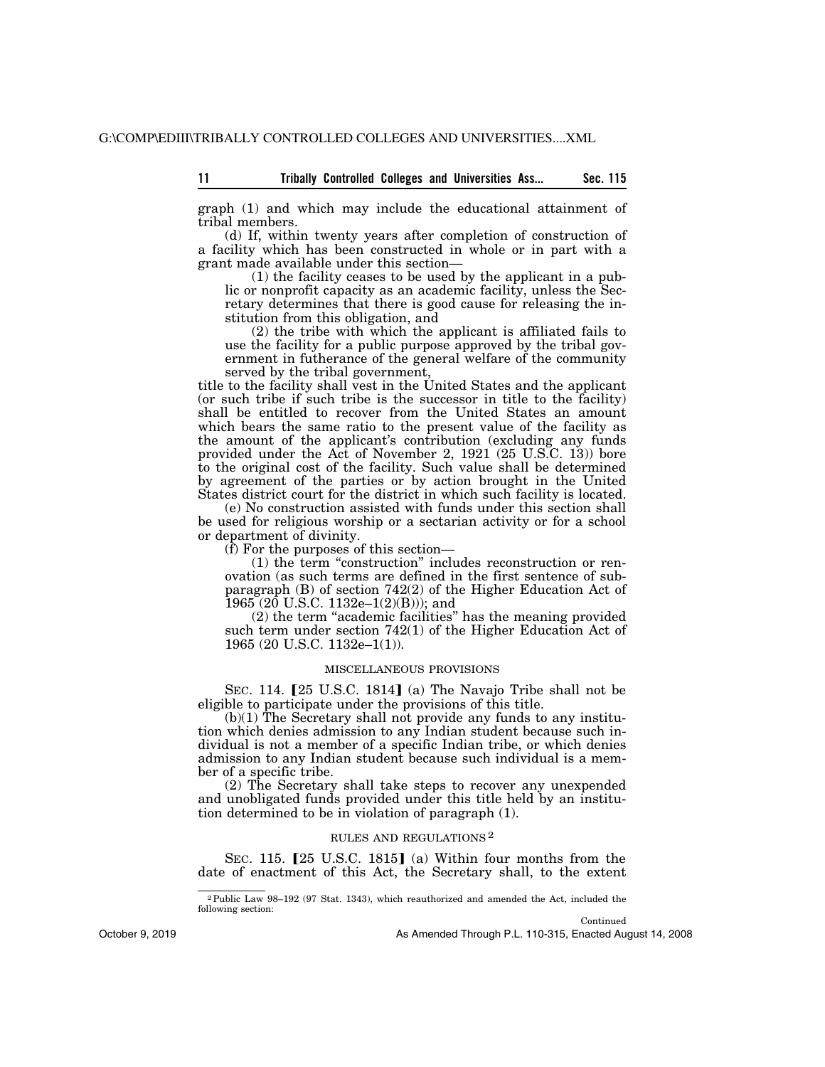graph (1) and which may include the educational attainment of tribal members.

(d) If, within twenty years after completion of construction of a facility which has been constructed in whole or in part with a grant made available under this section—

(1) the facility ceases to be used by the applicant in a public or nonprofit capacity as an academic facility, unless the Secretary determines that there is good cause for releasing the institution from this obligation, and

(2) the tribe with which the applicant is affiliated fails to use the facility for a public purpose approved by the tribal government in futherance of the general welfare of the community served by the tribal government,

title to the facility shall vest in the United States and the applicant (or such tribe if such tribe is the successor in title to the facility) shall be entitled to recover from the United States an amount which bears the same ratio to the present value of the facility as the amount of the applicant's contribution (excluding any funds provided under the Act of November 2, 1921 (25 U.S.C. 13)) bore to the original cost of the facility. Such value shall be determined by agreement of the parties or by action brought in the United States district court for the district in which such facility is located.

(e) No construction assisted with funds under this section shall be used for religious worship or a sectarian activity or for a school or department of divinity.

(f) For the purposes of this section—

(1) the term "construction" includes reconstruction or renovation (as such terms are defined in the first sentence of subparagraph (B) of section 742(2) of the Higher Education Act of 1965 (20 U.S.C. 1132e–1(2)(B))); and

(2) the term "academic facilities" has the meaning provided such term under section 742(1) of the Higher Education Act of 1965 (20 U.S.C. 1132e–1(1)).

MISCELLANEOUS PROVISIONS

SEC. 114. 【25 U.S.C. 1814】 (a) The Navajo Tribe shall not be eligible to participate under the provisions of this title.

(b)(1) The Secretary shall not provide any funds to any institution which denies admission to any Indian student because such individual is not a member of a specific Indian tribe, or which denies admission to any Indian student because such individual is a member of a specific tribe.

(2) The Secretary shall take steps to recover any unexpended and unobligated funds provided under this title held by an institution determined to be in violation of paragraph (1).

RULES AND REGULATIONS [2]

SEC. 115. 【25 U.S.C. 1815】 (a) Within four months from the date of enactment of this Act, the Secretary shall, to the extent

---

[2] Public Law 98–192 (97 Stat. 1343), which reauthorized and amended the Act, included the following section:

Continued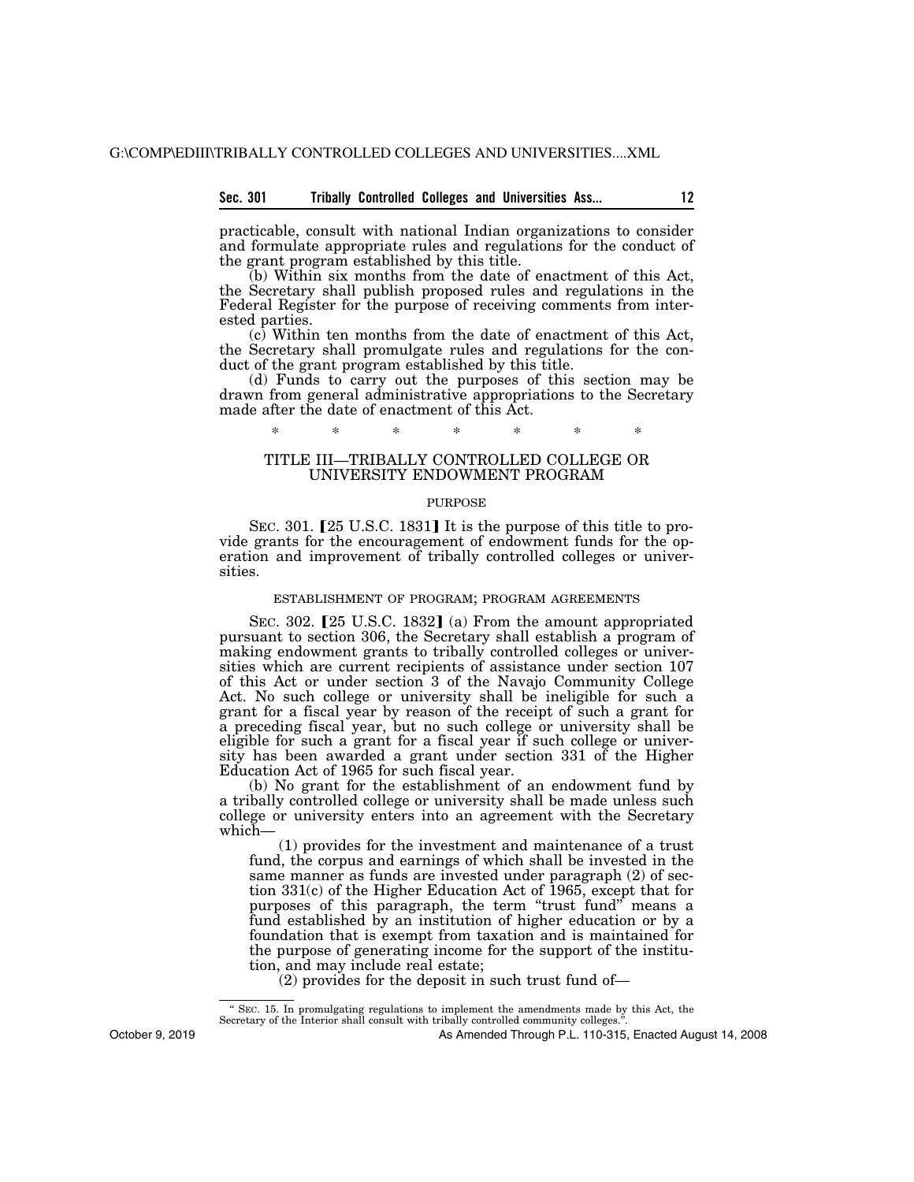practicable, consult with national Indian organizations to consider and formulate appropriate rules and regulations for the conduct of the grant program established by this title.

(b) Within six months from the date of enactment of this Act, the Secretary shall publish proposed rules and regulations in the Federal Register for the purpose of receiving comments from interested parties.

(c) Within ten months from the date of enactment of this Act, the Secretary shall promulgate rules and regulations for the conduct of the grant program established by this title.

(d) Funds to carry out the purposes of this section may be drawn from general administrative appropriations to the Secretary made after the date of enactment of this Act.

\* \* \* \* \* \* \*

## TITLE III—TRIBALLY CONTROLLED COLLEGE OR UNIVERSITY ENDOWMENT PROGRAM

### PURPOSE

SEC. 301. 【25 U.S.C. 1831】 It is the purpose of this title to provide grants for the encouragement of endowment funds for the operation and improvement of tribally controlled colleges or universities.

### ESTABLISHMENT OF PROGRAM; PROGRAM AGREEMENTS

SEC. 302. 【25 U.S.C. 1832】 (a) From the amount appropriated pursuant to section 306, the Secretary shall establish a program of making endowment grants to tribally controlled colleges or universities which are current recipients of assistance under section 107 of this Act or under section 3 of the Navajo Community College Act. No such college or university shall be ineligible for such a grant for a fiscal year by reason of the receipt of such a grant for a preceding fiscal year, but no such college or university shall be eligible for such a grant for a fiscal year if such college or university has been awarded a grant under section 331 of the Higher Education Act of 1965 for such fiscal year.

(b) No grant for the establishment of an endowment fund by a tribally controlled college or university shall be made unless such college or university enters into an agreement with the Secretary which—

(1) provides for the investment and maintenance of a trust fund, the corpus and earnings of which shall be invested in the same manner as funds are invested under paragraph (2) of section 331(c) of the Higher Education Act of 1965, except that for purposes of this paragraph, the term "trust fund" means a fund established by an institution of higher education or by a foundation that is exempt from taxation and is maintained for the purpose of generating income for the support of the institution, and may include real estate;

(2) provides for the deposit in such trust fund of—

" SEC. 15. In promulgating regulations to implement the amendments made by this Act, the Secretary of the Interior shall consult with tribally controlled community colleges.".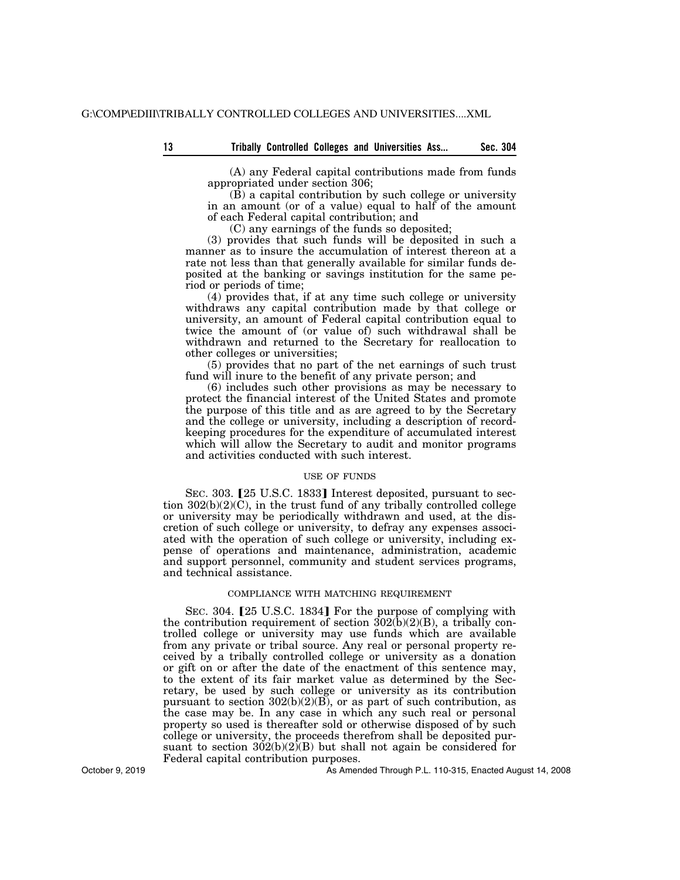(A) any Federal capital contributions made from funds appropriated under section 306;

(B) a capital contribution by such college or university in an amount (or of a value) equal to half of the amount of each Federal capital contribution; and

(C) any earnings of the funds so deposited;

(3) provides that such funds will be deposited in such a manner as to insure the accumulation of interest thereon at a rate not less than that generally available for similar funds deposited at the banking or savings institution for the same period or periods of time;

(4) provides that, if at any time such college or university withdraws any capital contribution made by that college or university, an amount of Federal capital contribution equal to twice the amount of (or value of) such withdrawal shall be withdrawn and returned to the Secretary for reallocation to other colleges or universities;

(5) provides that no part of the net earnings of such trust fund will inure to the benefit of any private person; and

(6) includes such other provisions as may be necessary to protect the financial interest of the United States and promote the purpose of this title and as are agreed to by the Secretary and the college or university, including a description of recordkeeping procedures for the expenditure of accumulated interest which will allow the Secretary to audit and monitor programs and activities conducted with such interest.

USE OF FUNDS

SEC. 303. [25 U.S.C. 1833] Interest deposited, pursuant to section 302(b)(2)(C), in the trust fund of any tribally controlled college or university may be periodically withdrawn and used, at the discretion of such college or university, to defray any expenses associated with the operation of such college or university, including expense of operations and maintenance, administration, academic and support personnel, community and student services programs, and technical assistance.

COMPLIANCE WITH MATCHING REQUIREMENT

SEC. 304. [25 U.S.C. 1834] For the purpose of complying with the contribution requirement of section 302(b)(2)(B), a tribally controlled college or university may use funds which are available from any private or tribal source. Any real or personal property received by a tribally controlled college or university as a donation or gift on or after the date of the enactment of this sentence may, to the extent of its fair market value as determined by the Secretary, be used by such college or university as its contribution pursuant to section 302(b)(2)(B), or as part of such contribution, as the case may be. In any case in which any such real or personal property so used is thereafter sold or otherwise disposed of by such college or university, the proceeds therefrom shall be deposited pursuant to section 302(b)(2)(B) but shall not again be considered for Federal capital contribution purposes.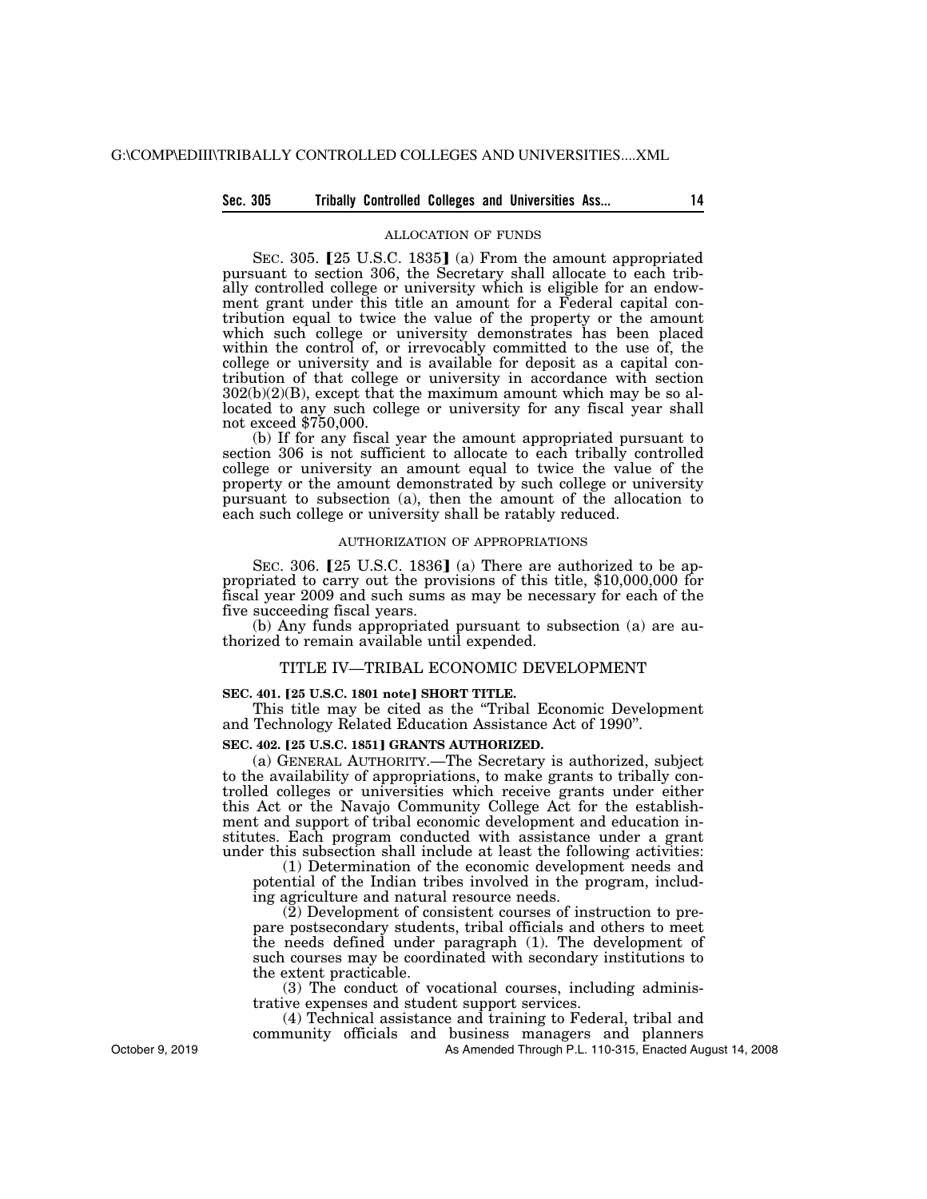ALLOCATION OF FUNDS

SEC. 305. [25 U.S.C. 1835] (a) From the amount appropriated pursuant to section 306, the Secretary shall allocate to each tribally controlled college or university which is eligible for an endowment grant under this title an amount for a Federal capital contribution equal to twice the value of the property or the amount which such college or university demonstrates has been placed within the control of, or irrevocably committed to the use of, the college or university and is available for deposit as a capital contribution of that college or university in accordance with section 302(b)(2)(B), except that the maximum amount which may be so allocated to any such college or university for any fiscal year shall not exceed $750,000.

(b) If for any fiscal year the amount appropriated pursuant to section 306 is not sufficient to allocate to each tribally controlled college or university an amount equal to twice the value of the property or the amount demonstrated by such college or university pursuant to subsection (a), then the amount of the allocation to each such college or university shall be ratably reduced.

AUTHORIZATION OF APPROPRIATIONS

SEC. 306. [25 U.S.C. 1836] (a) There are authorized to be appropriated to carry out the provisions of this title, $10,000,000 for fiscal year 2009 and such sums as may be necessary for each of the five succeeding fiscal years.

(b) Any funds appropriated pursuant to subsection (a) are authorized to remain available until expended.

## TITLE IV—TRIBAL ECONOMIC DEVELOPMENT

**SEC. 401. [25 U.S.C. 1801 note] SHORT TITLE.**

This title may be cited as the "Tribal Economic Development and Technology Related Education Assistance Act of 1990".

**SEC. 402. [25 U.S.C. 1851] GRANTS AUTHORIZED.**

(a) GENERAL AUTHORITY.—The Secretary is authorized, subject to the availability of appropriations, to make grants to tribally controlled colleges or universities which receive grants under either this Act or the Navajo Community College Act for the establishment and support of tribal economic development and education institutes. Each program conducted with assistance under a grant under this subsection shall include at least the following activities:

(1) Determination of the economic development needs and potential of the Indian tribes involved in the program, including agriculture and natural resource needs.

(2) Development of consistent courses of instruction to prepare postsecondary students, tribal officials and others to meet the needs defined under paragraph (1). The development of such courses may be coordinated with secondary institutions to the extent practicable.

(3) The conduct of vocational courses, including administrative expenses and student support services.

(4) Technical assistance and training to Federal, tribal and community officials and business managers and planners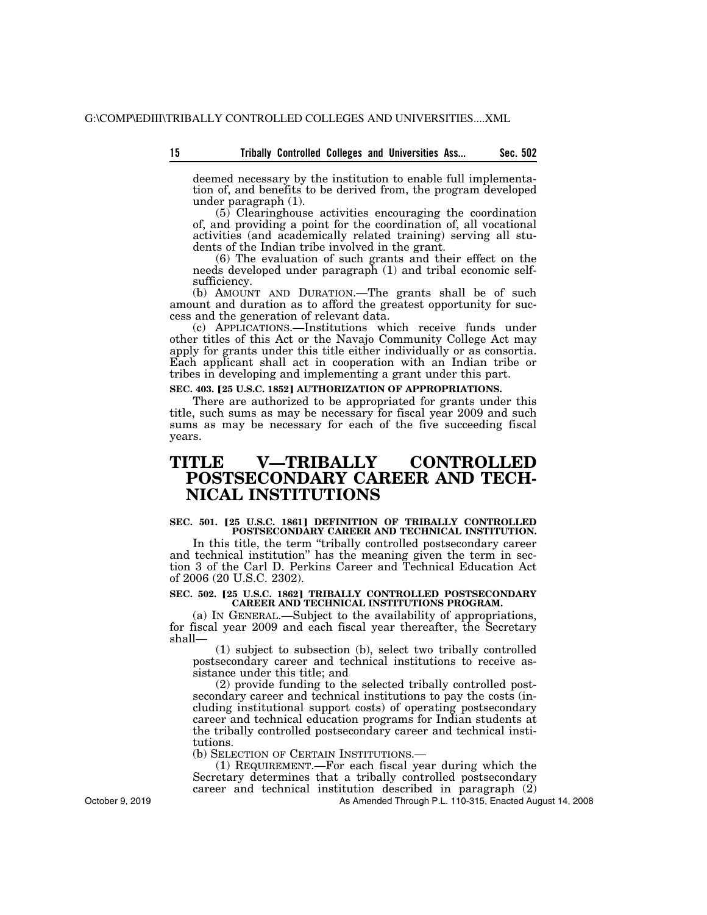deemed necessary by the institution to enable full implementation of, and benefits to be derived from, the program developed under paragraph (1).

(5) Clearinghouse activities encouraging the coordination of, and providing a point for the coordination of, all vocational activities (and academically related training) serving all students of the Indian tribe involved in the grant.

(6) The evaluation of such grants and their effect on the needs developed under paragraph (1) and tribal economic self-sufficiency.

(b) AMOUNT AND DURATION.—The grants shall be of such amount and duration as to afford the greatest opportunity for success and the generation of relevant data.

(c) APPLICATIONS.—Institutions which receive funds under other titles of this Act or the Navajo Community College Act may apply for grants under this title either individually or as consortia. Each applicant shall act in cooperation with an Indian tribe or tribes in developing and implementing a grant under this part.

**SEC. 403. [25 U.S.C. 1852] AUTHORIZATION OF APPROPRIATIONS.**

There are authorized to be appropriated for grants under this title, such sums as may be necessary for fiscal year 2009 and such sums as may be necessary for each of the five succeeding fiscal years.

# TITLE V—TRIBALLY CONTROLLED POSTSECONDARY CAREER AND TECHNICAL INSTITUTIONS

**SEC. 501. [25 U.S.C. 1861] DEFINITION OF TRIBALLY CONTROLLED POSTSECONDARY CAREER AND TECHNICAL INSTITUTION.**

In this title, the term "tribally controlled postsecondary career and technical institution" has the meaning given the term in section 3 of the Carl D. Perkins Career and Technical Education Act of 2006 (20 U.S.C. 2302).

**SEC. 502. [25 U.S.C. 1862] TRIBALLY CONTROLLED POSTSECONDARY CAREER AND TECHNICAL INSTITUTIONS PROGRAM.**

(a) IN GENERAL.—Subject to the availability of appropriations, for fiscal year 2009 and each fiscal year thereafter, the Secretary shall—

(1) subject to subsection (b), select two tribally controlled postsecondary career and technical institutions to receive assistance under this title; and

(2) provide funding to the selected tribally controlled postsecondary career and technical institutions to pay the costs (including institutional support costs) of operating postsecondary career and technical education programs for Indian students at the tribally controlled postsecondary career and technical institutions.

(b) SELECTION OF CERTAIN INSTITUTIONS.—

(1) REQUIREMENT.—For each fiscal year during which the Secretary determines that a tribally controlled postsecondary career and technical institution described in paragraph (2)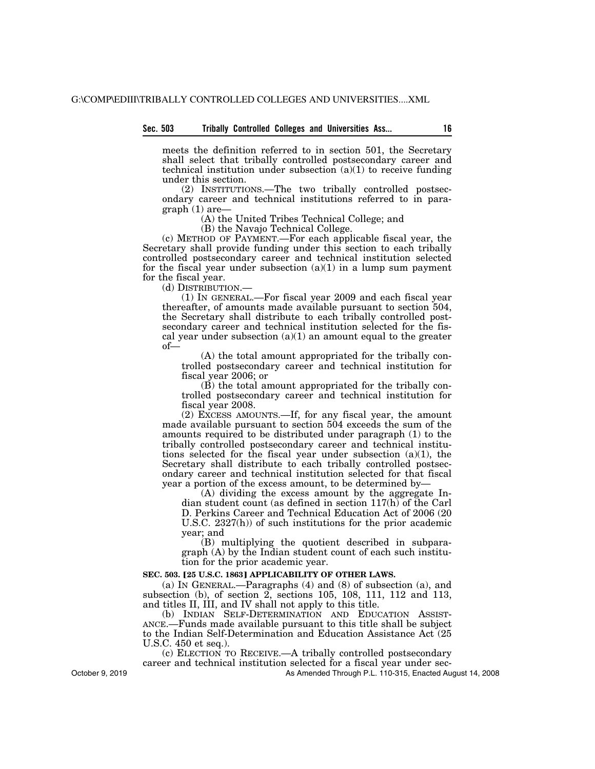meets the definition referred to in section 501, the Secretary shall select that tribally controlled postsecondary career and technical institution under subsection (a)(1) to receive funding under this section.

(2) INSTITUTIONS.—The two tribally controlled postsecondary career and technical institutions referred to in paragraph (1) are—

(A) the United Tribes Technical College; and

(B) the Navajo Technical College.

(c) METHOD OF PAYMENT.—For each applicable fiscal year, the Secretary shall provide funding under this section to each tribally controlled postsecondary career and technical institution selected for the fiscal year under subsection (a)(1) in a lump sum payment for the fiscal year.

(d) DISTRIBUTION.—

(1) IN GENERAL.—For fiscal year 2009 and each fiscal year thereafter, of amounts made available pursuant to section 504, the Secretary shall distribute to each tribally controlled postsecondary career and technical institution selected for the fiscal year under subsection (a)(1) an amount equal to the greater of—

(A) the total amount appropriated for the tribally controlled postsecondary career and technical institution for fiscal year 2006; or

(B) the total amount appropriated for the tribally controlled postsecondary career and technical institution for fiscal year 2008.

(2) EXCESS AMOUNTS.—If, for any fiscal year, the amount made available pursuant to section 504 exceeds the sum of the amounts required to be distributed under paragraph (1) to the tribally controlled postsecondary career and technical institutions selected for the fiscal year under subsection (a)(1), the Secretary shall distribute to each tribally controlled postsecondary career and technical institution selected for that fiscal year a portion of the excess amount, to be determined by—

(A) dividing the excess amount by the aggregate Indian student count (as defined in section 117(h) of the Carl D. Perkins Career and Technical Education Act of 2006 (20 U.S.C. 2327(h)) of such institutions for the prior academic year; and

(B) multiplying the quotient described in subparagraph (A) by the Indian student count of each such institution for the prior academic year.

**SEC. 503. [25 U.S.C. 1863] APPLICABILITY OF OTHER LAWS.**

(a) IN GENERAL.—Paragraphs (4) and (8) of subsection (a), and subsection (b), of section 2, sections 105, 108, 111, 112 and 113, and titles II, III, and IV shall not apply to this title.

(b) INDIAN SELF-DETERMINATION AND EDUCATION ASSISTANCE.—Funds made available pursuant to this title shall be subject to the Indian Self-Determination and Education Assistance Act (25 U.S.C. 450 et seq.).

(c) ELECTION TO RECEIVE.—A tribally controlled postsecondary career and technical institution selected for a fiscal year under sec-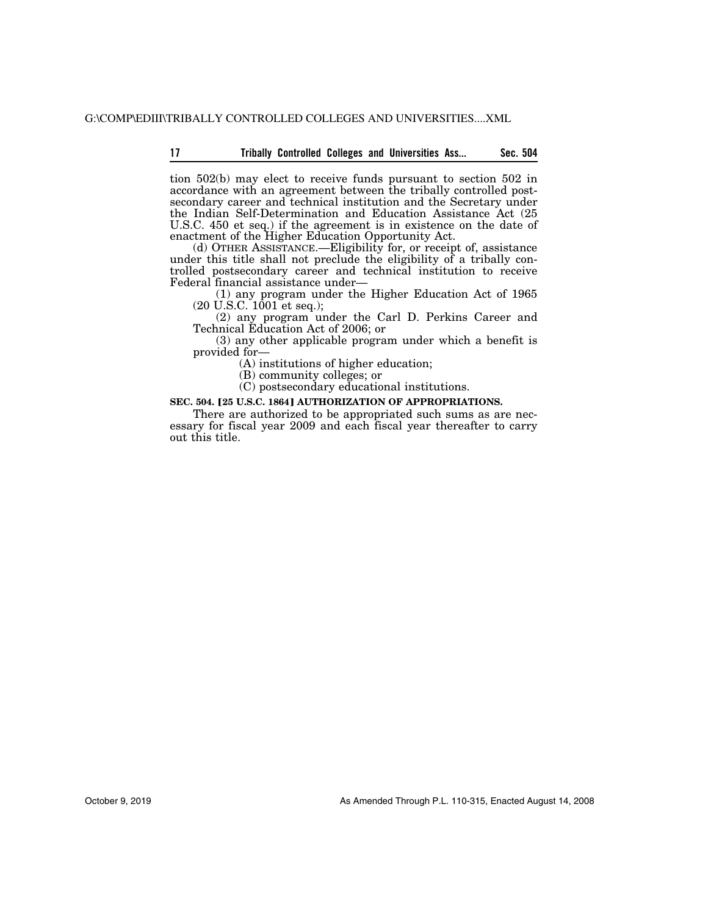tion 502(b) may elect to receive funds pursuant to section 502 in accordance with an agreement between the tribally controlled postsecondary career and technical institution and the Secretary under the Indian Self-Determination and Education Assistance Act (25 U.S.C. 450 et seq.) if the agreement is in existence on the date of enactment of the Higher Education Opportunity Act.

(d) OTHER ASSISTANCE.—Eligibility for, or receipt of, assistance under this title shall not preclude the eligibility of a tribally controlled postsecondary career and technical institution to receive Federal financial assistance under—

(1) any program under the Higher Education Act of 1965 (20 U.S.C. 1001 et seq.);

(2) any program under the Carl D. Perkins Career and Technical Education Act of 2006; or

(3) any other applicable program under which a benefit is provided for—

(A) institutions of higher education;

(B) community colleges; or

(C) postsecondary educational institutions.

**SEC. 504. [25 U.S.C. 1864] AUTHORIZATION OF APPROPRIATIONS.**

There are authorized to be appropriated such sums as are necessary for fiscal year 2009 and each fiscal year thereafter to carry out this title.